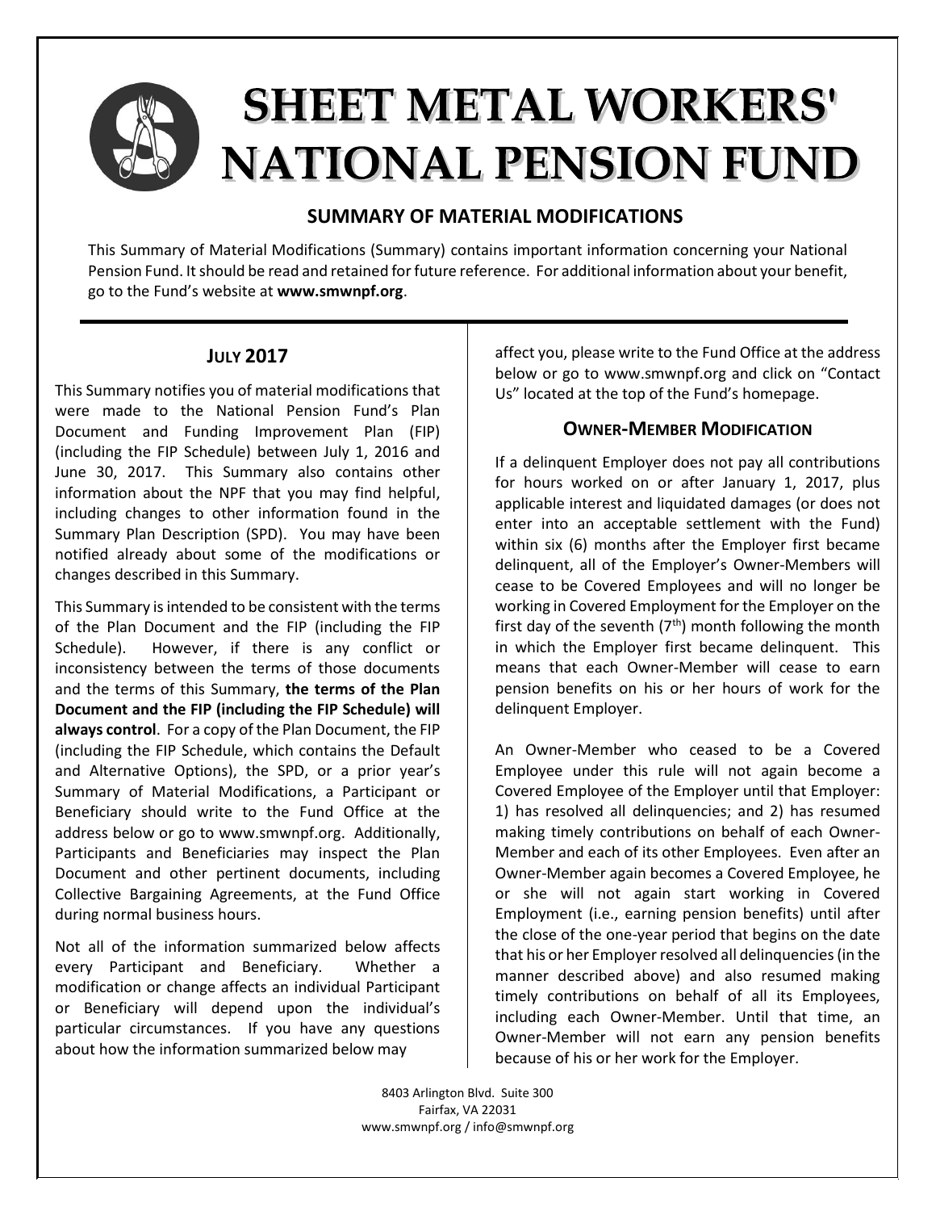# SHEET METAL WORKERS' NATIONAL PENSION FUND

## SUMMARY OF MATERIAL MODIFICATIONS

This Summary of Material Modifications (Summary) contains important information concerning your National Pension Fund. It should be read and retained for future reference. For additional information about your benefit, go to the Fund's website at **www.smwnpf.org**.

### JULY 2017

This Summary notifies you of material modifications that were made to the National Pension Fund's Plan Document and Funding Improvement Plan (FIP) (including the FIP Schedule) between July 1, 2016 and June 30, 2017. This Summary also contains other information about the NPF that you may find helpful, including changes to other information found in the Summary Plan Description (SPD). You may have been notified already about some of the modifications or changes described in this Summary.

This Summary is intended to be consistent with the terms of the Plan Document and the FIP (including the FIP Schedule). However, if there is any conflict or inconsistency between the terms of those documents and the terms of this Summary, **the terms of the Plan Document and the FIP (including the FIP Schedule) will always control**. For a copy of the Plan Document, the FIP (including the FIP Schedule, which contains the Default and Alternative Options), the SPD, or a prior year's Summary of Material Modifications, a Participant or Beneficiary should write to the Fund Office at the address below or go to www.smwnpf.org. Additionally, Participants and Beneficiaries may inspect the Plan Document and other pertinent documents, including Collective Bargaining Agreements, at the Fund Office during normal business hours.

Not all of the information summarized below affects every Participant and Beneficiary. Whether a modification or change affects an individual Participant or Beneficiary will depend upon the individual's particular circumstances. If you have any questions about how the information summarized below may affect you, please write to the Fund Office at the address below or go to www.smwnpf.org and click on "Contact Us" located at the top of the Fund's homepage.

### OWNER-MEMBER MODIFICATION

If a delinquent Employer does not pay all contributions for hours worked on or after January 1, 2017, plus applicable interest and liquidated damages (or does not enter into an acceptable settlement with the Fund) within six (6) months after the Employer first became delinquent, all of the Employer's Owner-Members will cease to be Covered Employees and will no longer be working in Covered Employment for the Employer on the first day of the seventh (7th) month following the month in which the Employer first became delinquent. This means that each Owner-Member will cease to earn pension benefits on his or her hours of work for the delinquent Employer.

An Owner-Member who ceased to be a Covered Employee under this rule will not again become a Covered Employee of the Employer until that Employer: 1) has resolved all delinquencies; and 2) has resumed making timely contributions on behalf of each Owner-Member and each of its other Employees. Even after an Owner-Member again becomes a Covered Employee, he or she will not again start working in Covered Employment (i.e., earning pension benefits) until after the close of the one-year period that begins on the date that his or her Employer resolved all delinquencies (in the manner described above) and also resumed making timely contributions on behalf of all its Employees, including each Owner-Member. Until that time, an Owner-Member will not earn any pension benefits because of his or her work for the Employer.

8403 Arlington Blvd. Suite 300
Fairfax, VA 22031
www.smwnpf.org / info@smwnpf.org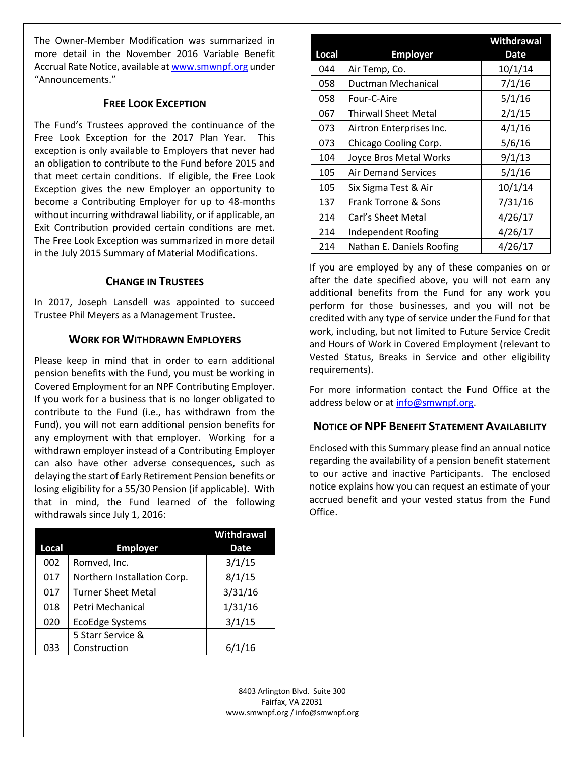The Owner-Member Modification was summarized in more detail in the November 2016 Variable Benefit Accrual Rate Notice, available at www.smwnpf.org under "Announcements."

## Free Look Exception

The Fund's Trustees approved the continuance of the Free Look Exception for the 2017 Plan Year. This exception is only available to Employers that never had an obligation to contribute to the Fund before 2015 and that meet certain conditions. If eligible, the Free Look Exception gives the new Employer an opportunity to become a Contributing Employer for up to 48-months without incurring withdrawal liability, or if applicable, an Exit Contribution provided certain conditions are met. The Free Look Exception was summarized in more detail in the July 2015 Summary of Material Modifications.

## Change in Trustees

In 2017, Joseph Lansdell was appointed to succeed Trustee Phil Meyers as a Management Trustee.

## Work for Withdrawn Employers

Please keep in mind that in order to earn additional pension benefits with the Fund, you must be working in Covered Employment for an NPF Contributing Employer. If you work for a business that is no longer obligated to contribute to the Fund (i.e., has withdrawn from the Fund), you will not earn additional pension benefits for any employment with that employer. Working for a withdrawn employer instead of a Contributing Employer can also have other adverse consequences, such as delaying the start of Early Retirement Pension benefits or losing eligibility for a 55/30 Pension (if applicable). With that in mind, the Fund learned of the following withdrawals since July 1, 2016:

| Local | Employer | Withdrawal Date |
|---|---|---|
| 002 | Romved, Inc. | 3/1/15 |
| 017 | Northern Installation Corp. | 8/1/15 |
| 017 | Turner Sheet Metal | 3/31/16 |
| 018 | Petri Mechanical | 1/31/16 |
| 020 | EcoEdge Systems | 3/1/15 |
| 033 | 5 Starr Service & Construction | 6/1/16 |
| 044 | Air Temp, Co. | 10/1/14 |
| 058 | Ductman Mechanical | 7/1/16 |
| 058 | Four-C-Aire | 5/1/16 |
| 067 | Thirwall Sheet Metal | 2/1/15 |
| 073 | Airtron Enterprises Inc. | 4/1/16 |
| 073 | Chicago Cooling Corp. | 5/6/16 |
| 104 | Joyce Bros Metal Works | 9/1/13 |
| 105 | Air Demand Services | 5/1/16 |
| 105 | Six Sigma Test & Air | 10/1/14 |
| 137 | Frank Torrone & Sons | 7/31/16 |
| 214 | Carl's Sheet Metal | 4/26/17 |
| 214 | Independent Roofing | 4/26/17 |
| 214 | Nathan E. Daniels Roofing | 4/26/17 |

If you are employed by any of these companies on or after the date specified above, you will not earn any additional benefits from the Fund for any work you perform for those businesses, and you will not be credited with any type of service under the Fund for that work, including, but not limited to Future Service Credit and Hours of Work in Covered Employment (relevant to Vested Status, Breaks in Service and other eligibility requirements).

For more information contact the Fund Office at the address below or at info@smwnpf.org.

## Notice of NPF Benefit Statement Availability

Enclosed with this Summary please find an annual notice regarding the availability of a pension benefit statement to our active and inactive Participants. The enclosed notice explains how you can request an estimate of your accrued benefit and your vested status from the Fund Office.

8403 Arlington Blvd. Suite 300
Fairfax, VA 22031
www.smwnpf.org / info@smwnpf.org